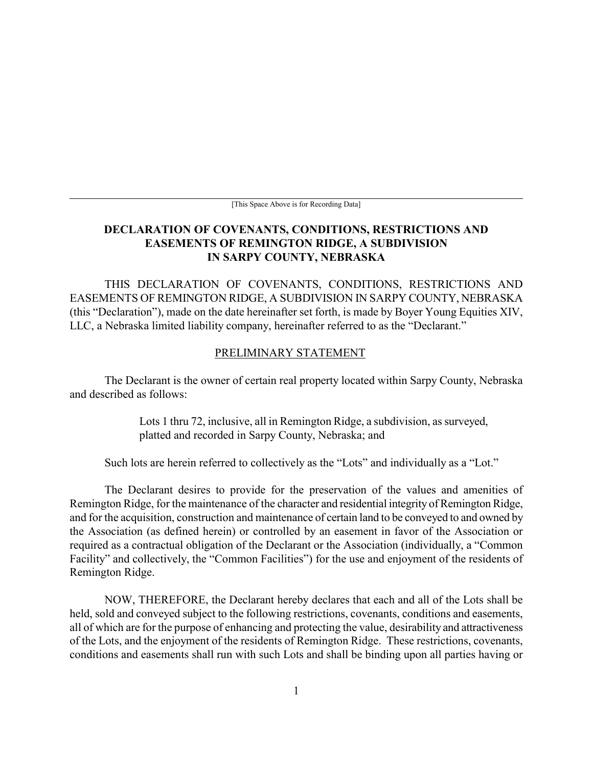[This Space Above is for Recording Data]

# DECLARATION OF COVENANTS, CONDITIONS, RESTRICTIONS AND EASEMENTS OF REMINGTON RIDGE, A SUBDIVISION IN SARPY COUNTY, NEBRASKA

THIS DECLARATION OF COVENANTS, CONDITIONS, RESTRICTIONS AND EASEMENTS OF REMINGTON RIDGE, A SUBDIVISION IN SARPY COUNTY, NEBRASKA (this "Declaration"), made on the date hereinafter set forth, is made by Boyer Young Equities XIV, LLC, a Nebraska limited liability company, hereinafter referred to as the "Declarant."

## PRELIMINARY STATEMENT

The Declarant is the owner of certain real property located within Sarpy County, Nebraska and described as follows:

> Lots 1 thru 72, inclusive, all in Remington Ridge, a subdivision, as surveyed, platted and recorded in Sarpy County, Nebraska; and

Such lots are herein referred to collectively as the "Lots" and individually as a "Lot."

The Declarant desires to provide for the preservation of the values and amenities of Remington Ridge, for the maintenance of the character and residential integrity of Remington Ridge, and for the acquisition, construction and maintenance of certain land to be conveyed to and owned by the Association (as defined herein) or controlled by an easement in favor of the Association or required as a contractual obligation of the Declarant or the Association (individually, a "Common Facility" and collectively, the "Common Facilities") for the use and enjoyment of the residents of Remington Ridge.

NOW, THEREFORE, the Declarant hereby declares that each and all of the Lots shall be held, sold and conveyed subject to the following restrictions, covenants, conditions and easements, all of which are for the purpose of enhancing and protecting the value, desirability and attractiveness of the Lots, and the enjoyment of the residents of Remington Ridge. These restrictions, covenants, conditions and easements shall run with such Lots and shall be binding upon all parties having or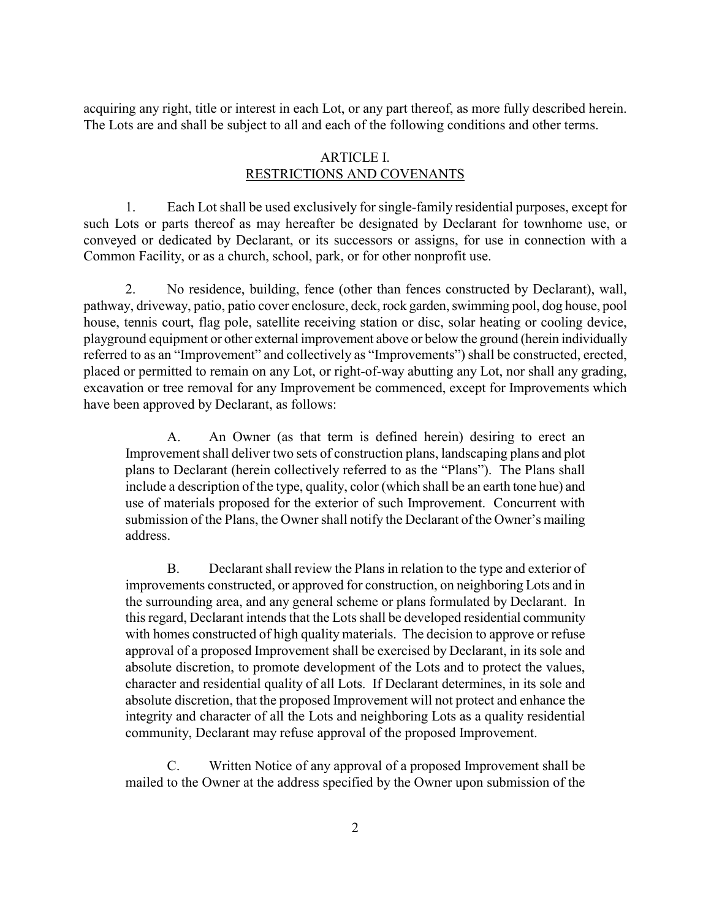acquiring any right, title or interest in each Lot, or any part thereof, as more fully described herein. The Lots are and shall be subject to all and each of the following conditions and other terms.

## ARTICLE I.
## RESTRICTIONS AND COVENANTS

1. Each Lot shall be used exclusively for single-family residential purposes, except for such Lots or parts thereof as may hereafter be designated by Declarant for townhome use, or conveyed or dedicated by Declarant, or its successors or assigns, for use in connection with a Common Facility, or as a church, school, park, or for other nonprofit use.

2. No residence, building, fence (other than fences constructed by Declarant), wall, pathway, driveway, patio, patio cover enclosure, deck, rock garden, swimming pool, dog house, pool house, tennis court, flag pole, satellite receiving station or disc, solar heating or cooling device, playground equipment or other external improvement above or below the ground (herein individually referred to as an "Improvement" and collectively as "Improvements") shall be constructed, erected, placed or permitted to remain on any Lot, or right-of-way abutting any Lot, nor shall any grading, excavation or tree removal for any Improvement be commenced, except for Improvements which have been approved by Declarant, as follows:

A. An Owner (as that term is defined herein) desiring to erect an Improvement shall deliver two sets of construction plans, landscaping plans and plot plans to Declarant (herein collectively referred to as the "Plans"). The Plans shall include a description of the type, quality, color (which shall be an earth tone hue) and use of materials proposed for the exterior of such Improvement. Concurrent with submission of the Plans, the Owner shall notify the Declarant of the Owner's mailing address.

B. Declarant shall review the Plans in relation to the type and exterior of improvements constructed, or approved for construction, on neighboring Lots and in the surrounding area, and any general scheme or plans formulated by Declarant. In this regard, Declarant intends that the Lots shall be developed residential community with homes constructed of high quality materials. The decision to approve or refuse approval of a proposed Improvement shall be exercised by Declarant, in its sole and absolute discretion, to promote development of the Lots and to protect the values, character and residential quality of all Lots. If Declarant determines, in its sole and absolute discretion, that the proposed Improvement will not protect and enhance the integrity and character of all the Lots and neighboring Lots as a quality residential community, Declarant may refuse approval of the proposed Improvement.

C. Written Notice of any approval of a proposed Improvement shall be mailed to the Owner at the address specified by the Owner upon submission of the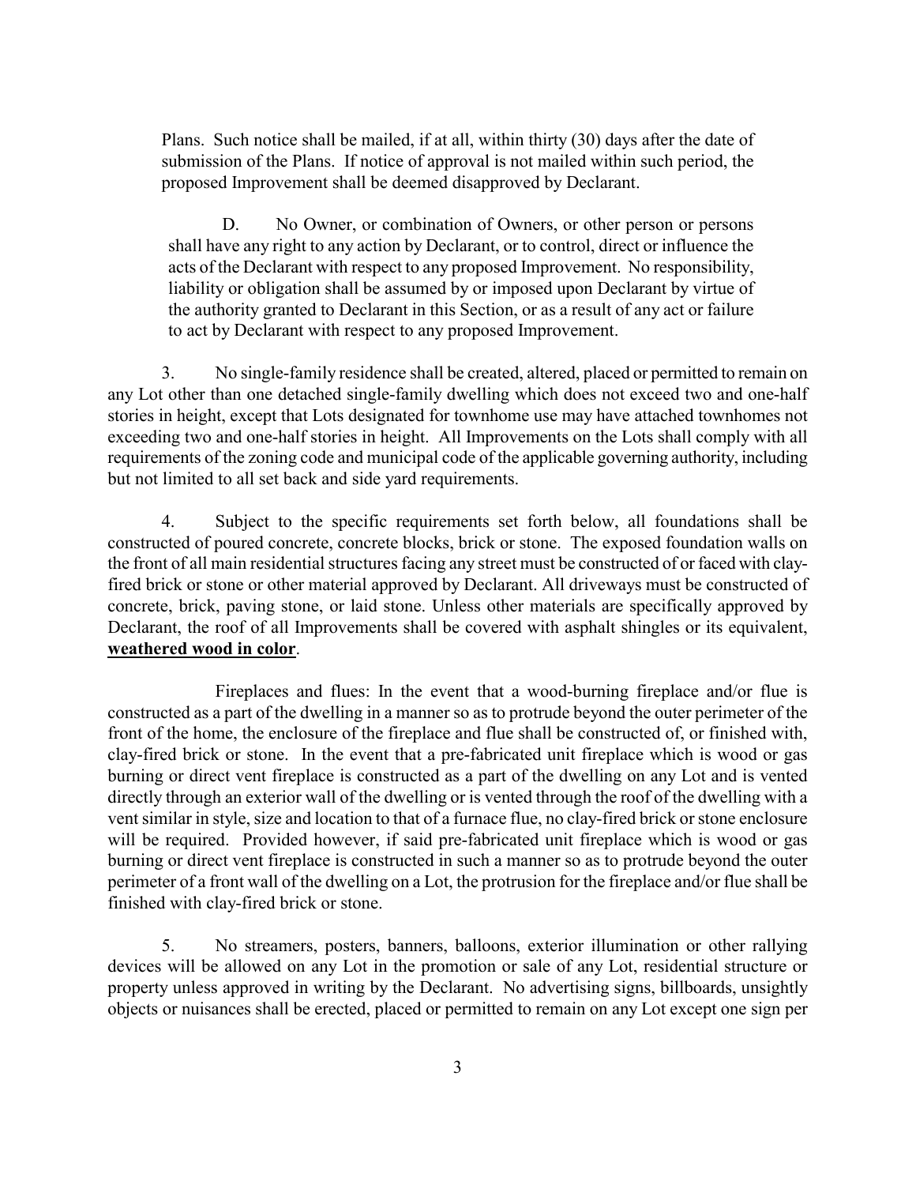Plans. Such notice shall be mailed, if at all, within thirty (30) days after the date of submission of the Plans. If notice of approval is not mailed within such period, the proposed Improvement shall be deemed disapproved by Declarant.

D. No Owner, or combination of Owners, or other person or persons shall have any right to any action by Declarant, or to control, direct or influence the acts of the Declarant with respect to any proposed Improvement. No responsibility, liability or obligation shall be assumed by or imposed upon Declarant by virtue of the authority granted to Declarant in this Section, or as a result of any act or failure to act by Declarant with respect to any proposed Improvement.

3. No single-family residence shall be created, altered, placed or permitted to remain on any Lot other than one detached single-family dwelling which does not exceed two and one-half stories in height, except that Lots designated for townhome use may have attached townhomes not exceeding two and one-half stories in height. All Improvements on the Lots shall comply with all requirements of the zoning code and municipal code of the applicable governing authority, including but not limited to all set back and side yard requirements.

4. Subject to the specific requirements set forth below, all foundations shall be constructed of poured concrete, concrete blocks, brick or stone. The exposed foundation walls on the front of all main residential structures facing any street must be constructed of or faced with clay-fired brick or stone or other material approved by Declarant. All driveways must be constructed of concrete, brick, paving stone, or laid stone. Unless other materials are specifically approved by Declarant, the roof of all Improvements shall be covered with asphalt shingles or its equivalent, **weathered wood in color**.

Fireplaces and flues: In the event that a wood-burning fireplace and/or flue is constructed as a part of the dwelling in a manner so as to protrude beyond the outer perimeter of the front of the home, the enclosure of the fireplace and flue shall be constructed of, or finished with, clay-fired brick or stone. In the event that a pre-fabricated unit fireplace which is wood or gas burning or direct vent fireplace is constructed as a part of the dwelling on any Lot and is vented directly through an exterior wall of the dwelling or is vented through the roof of the dwelling with a vent similar in style, size and location to that of a furnace flue, no clay-fired brick or stone enclosure will be required. Provided however, if said pre-fabricated unit fireplace which is wood or gas burning or direct vent fireplace is constructed in such a manner so as to protrude beyond the outer perimeter of a front wall of the dwelling on a Lot, the protrusion for the fireplace and/or flue shall be finished with clay-fired brick or stone.

5. No streamers, posters, banners, balloons, exterior illumination or other rallying devices will be allowed on any Lot in the promotion or sale of any Lot, residential structure or property unless approved in writing by the Declarant. No advertising signs, billboards, unsightly objects or nuisances shall be erected, placed or permitted to remain on any Lot except one sign per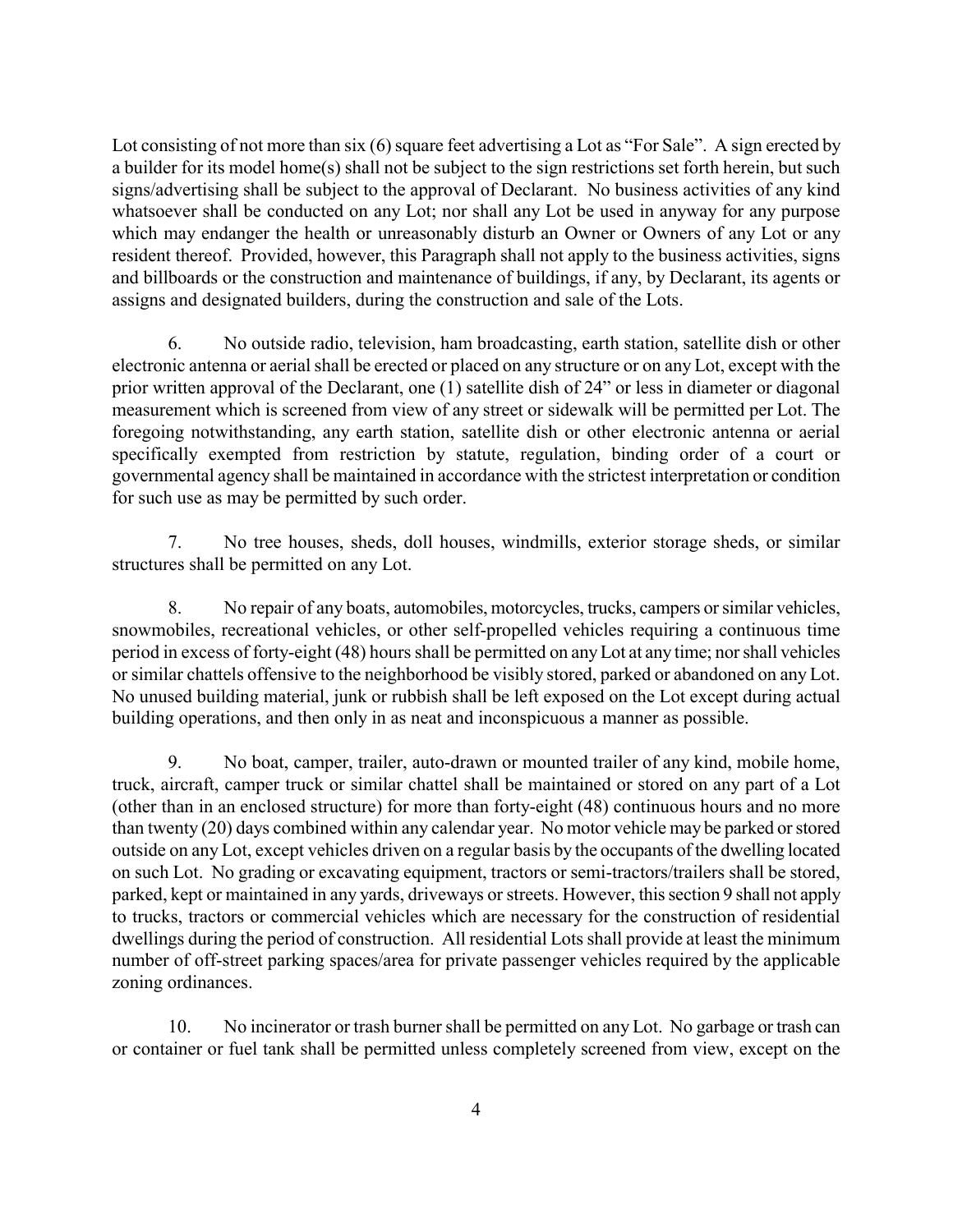Lot consisting of not more than six (6) square feet advertising a Lot as "For Sale". A sign erected by a builder for its model home(s) shall not be subject to the sign restrictions set forth herein, but such signs/advertising shall be subject to the approval of Declarant. No business activities of any kind whatsoever shall be conducted on any Lot; nor shall any Lot be used in anyway for any purpose which may endanger the health or unreasonably disturb an Owner or Owners of any Lot or any resident thereof. Provided, however, this Paragraph shall not apply to the business activities, signs and billboards or the construction and maintenance of buildings, if any, by Declarant, its agents or assigns and designated builders, during the construction and sale of the Lots.

6. No outside radio, television, ham broadcasting, earth station, satellite dish or other electronic antenna or aerial shall be erected or placed on any structure or on any Lot, except with the prior written approval of the Declarant, one (1) satellite dish of 24" or less in diameter or diagonal measurement which is screened from view of any street or sidewalk will be permitted per Lot. The foregoing notwithstanding, any earth station, satellite dish or other electronic antenna or aerial specifically exempted from restriction by statute, regulation, binding order of a court or governmental agency shall be maintained in accordance with the strictest interpretation or condition for such use as may be permitted by such order.

7. No tree houses, sheds, doll houses, windmills, exterior storage sheds, or similar structures shall be permitted on any Lot.

8. No repair of any boats, automobiles, motorcycles, trucks, campers or similar vehicles, snowmobiles, recreational vehicles, or other self-propelled vehicles requiring a continuous time period in excess of forty-eight (48) hours shall be permitted on any Lot at any time; nor shall vehicles or similar chattels offensive to the neighborhood be visibly stored, parked or abandoned on any Lot. No unused building material, junk or rubbish shall be left exposed on the Lot except during actual building operations, and then only in as neat and inconspicuous a manner as possible.

9. No boat, camper, trailer, auto-drawn or mounted trailer of any kind, mobile home, truck, aircraft, camper truck or similar chattel shall be maintained or stored on any part of a Lot (other than in an enclosed structure) for more than forty-eight (48) continuous hours and no more than twenty (20) days combined within any calendar year. No motor vehicle may be parked or stored outside on any Lot, except vehicles driven on a regular basis by the occupants of the dwelling located on such Lot. No grading or excavating equipment, tractors or semi-tractors/trailers shall be stored, parked, kept or maintained in any yards, driveways or streets. However, this section 9 shall not apply to trucks, tractors or commercial vehicles which are necessary for the construction of residential dwellings during the period of construction. All residential Lots shall provide at least the minimum number of off-street parking spaces/area for private passenger vehicles required by the applicable zoning ordinances.

10. No incinerator or trash burner shall be permitted on any Lot. No garbage or trash can or container or fuel tank shall be permitted unless completely screened from view, except on the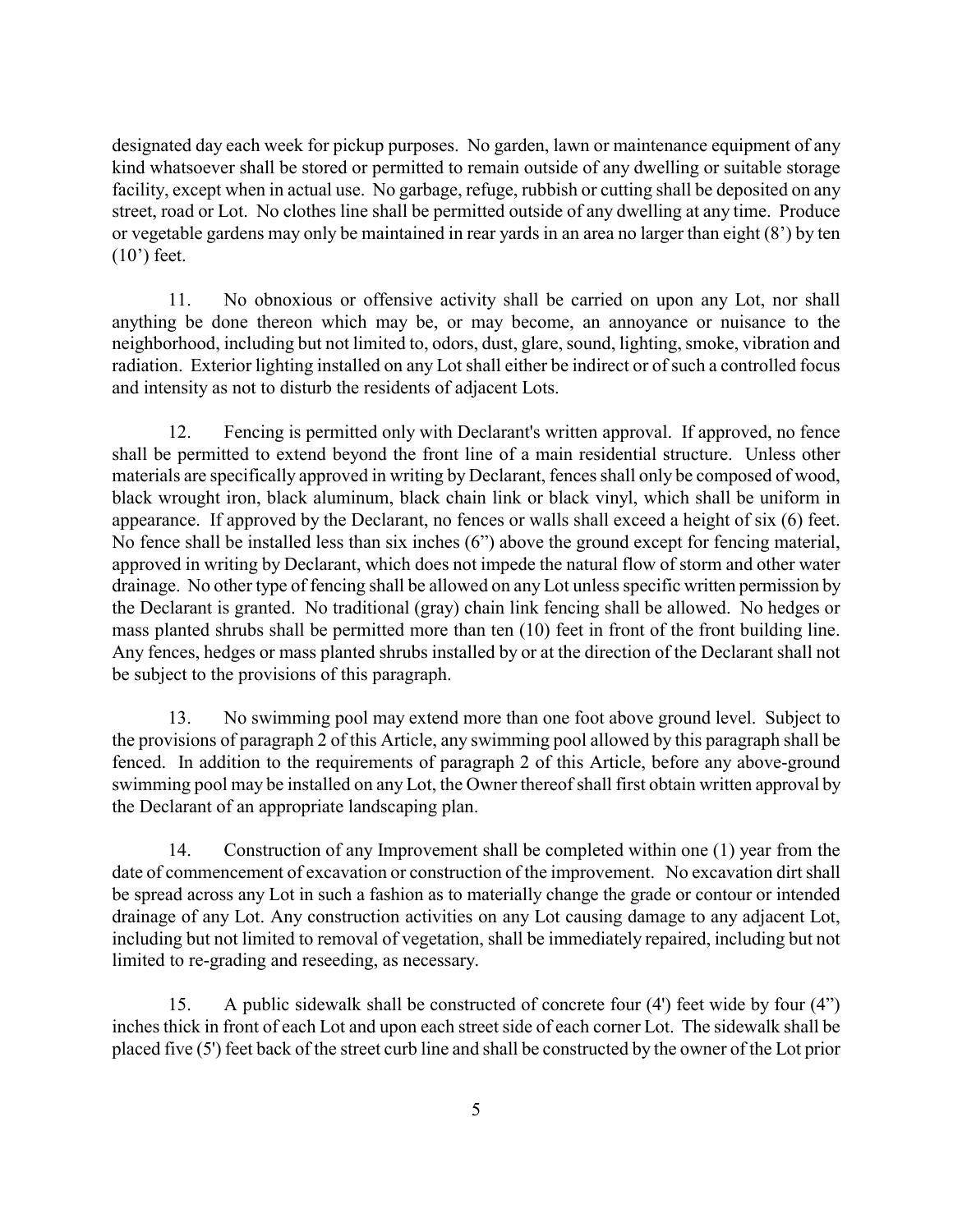designated day each week for pickup purposes. No garden, lawn or maintenance equipment of any kind whatsoever shall be stored or permitted to remain outside of any dwelling or suitable storage facility, except when in actual use. No garbage, refuge, rubbish or cutting shall be deposited on any street, road or Lot. No clothes line shall be permitted outside of any dwelling at any time. Produce or vegetable gardens may only be maintained in rear yards in an area no larger than eight (8') by ten (10') feet.

11. No obnoxious or offensive activity shall be carried on upon any Lot, nor shall anything be done thereon which may be, or may become, an annoyance or nuisance to the neighborhood, including but not limited to, odors, dust, glare, sound, lighting, smoke, vibration and radiation. Exterior lighting installed on any Lot shall either be indirect or of such a controlled focus and intensity as not to disturb the residents of adjacent Lots.

12. Fencing is permitted only with Declarant's written approval. If approved, no fence shall be permitted to extend beyond the front line of a main residential structure. Unless other materials are specifically approved in writing by Declarant, fences shall only be composed of wood, black wrought iron, black aluminum, black chain link or black vinyl, which shall be uniform in appearance. If approved by the Declarant, no fences or walls shall exceed a height of six (6) feet. No fence shall be installed less than six inches (6") above the ground except for fencing material, approved in writing by Declarant, which does not impede the natural flow of storm and other water drainage. No other type of fencing shall be allowed on any Lot unless specific written permission by the Declarant is granted. No traditional (gray) chain link fencing shall be allowed. No hedges or mass planted shrubs shall be permitted more than ten (10) feet in front of the front building line. Any fences, hedges or mass planted shrubs installed by or at the direction of the Declarant shall not be subject to the provisions of this paragraph.

13. No swimming pool may extend more than one foot above ground level. Subject to the provisions of paragraph 2 of this Article, any swimming pool allowed by this paragraph shall be fenced. In addition to the requirements of paragraph 2 of this Article, before any above-ground swimming pool may be installed on any Lot, the Owner thereof shall first obtain written approval by the Declarant of an appropriate landscaping plan.

14. Construction of any Improvement shall be completed within one (1) year from the date of commencement of excavation or construction of the improvement. No excavation dirt shall be spread across any Lot in such a fashion as to materially change the grade or contour or intended drainage of any Lot. Any construction activities on any Lot causing damage to any adjacent Lot, including but not limited to removal of vegetation, shall be immediately repaired, including but not limited to re-grading and reseeding, as necessary.

15. A public sidewalk shall be constructed of concrete four (4') feet wide by four (4") inches thick in front of each Lot and upon each street side of each corner Lot. The sidewalk shall be placed five (5') feet back of the street curb line and shall be constructed by the owner of the Lot prior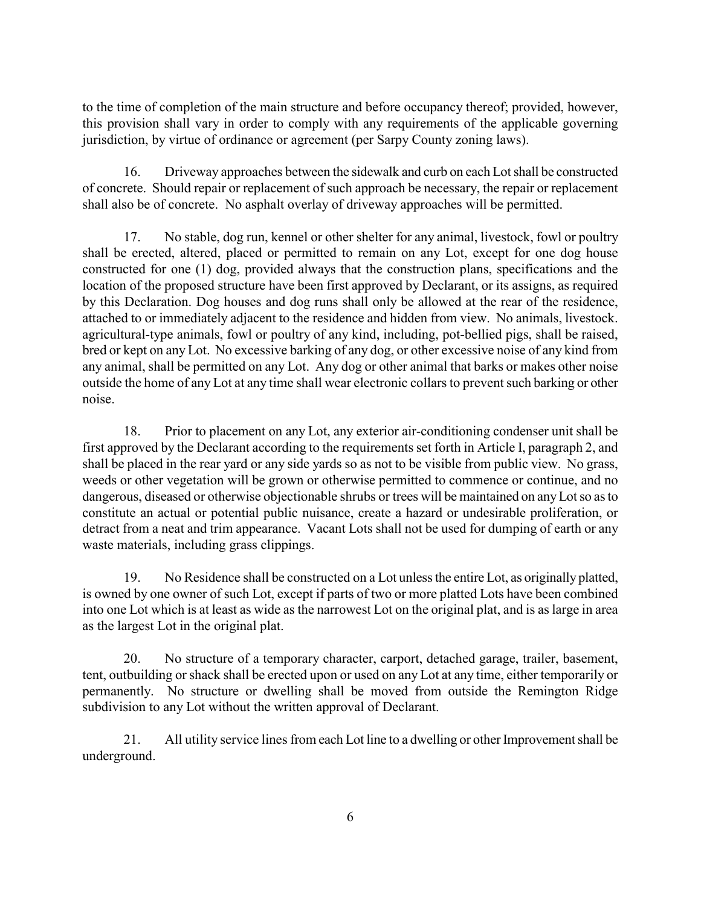to the time of completion of the main structure and before occupancy thereof; provided, however, this provision shall vary in order to comply with any requirements of the applicable governing jurisdiction, by virtue of ordinance or agreement (per Sarpy County zoning laws).

16. Driveway approaches between the sidewalk and curb on each Lot shall be constructed of concrete. Should repair or replacement of such approach be necessary, the repair or replacement shall also be of concrete. No asphalt overlay of driveway approaches will be permitted.

17. No stable, dog run, kennel or other shelter for any animal, livestock, fowl or poultry shall be erected, altered, placed or permitted to remain on any Lot, except for one dog house constructed for one (1) dog, provided always that the construction plans, specifications and the location of the proposed structure have been first approved by Declarant, or its assigns, as required by this Declaration. Dog houses and dog runs shall only be allowed at the rear of the residence, attached to or immediately adjacent to the residence and hidden from view. No animals, livestock. agricultural-type animals, fowl or poultry of any kind, including, pot-bellied pigs, shall be raised, bred or kept on any Lot. No excessive barking of any dog, or other excessive noise of any kind from any animal, shall be permitted on any Lot. Any dog or other animal that barks or makes other noise outside the home of any Lot at any time shall wear electronic collars to prevent such barking or other noise.

18. Prior to placement on any Lot, any exterior air-conditioning condenser unit shall be first approved by the Declarant according to the requirements set forth in Article I, paragraph 2, and shall be placed in the rear yard or any side yards so as not to be visible from public view. No grass, weeds or other vegetation will be grown or otherwise permitted to commence or continue, and no dangerous, diseased or otherwise objectionable shrubs or trees will be maintained on any Lot so as to constitute an actual or potential public nuisance, create a hazard or undesirable proliferation, or detract from a neat and trim appearance. Vacant Lots shall not be used for dumping of earth or any waste materials, including grass clippings.

19. No Residence shall be constructed on a Lot unless the entire Lot, as originally platted, is owned by one owner of such Lot, except if parts of two or more platted Lots have been combined into one Lot which is at least as wide as the narrowest Lot on the original plat, and is as large in area as the largest Lot in the original plat.

20. No structure of a temporary character, carport, detached garage, trailer, basement, tent, outbuilding or shack shall be erected upon or used on any Lot at any time, either temporarily or permanently. No structure or dwelling shall be moved from outside the Remington Ridge subdivision to any Lot without the written approval of Declarant.

21. All utility service lines from each Lot line to a dwelling or other Improvement shall be underground.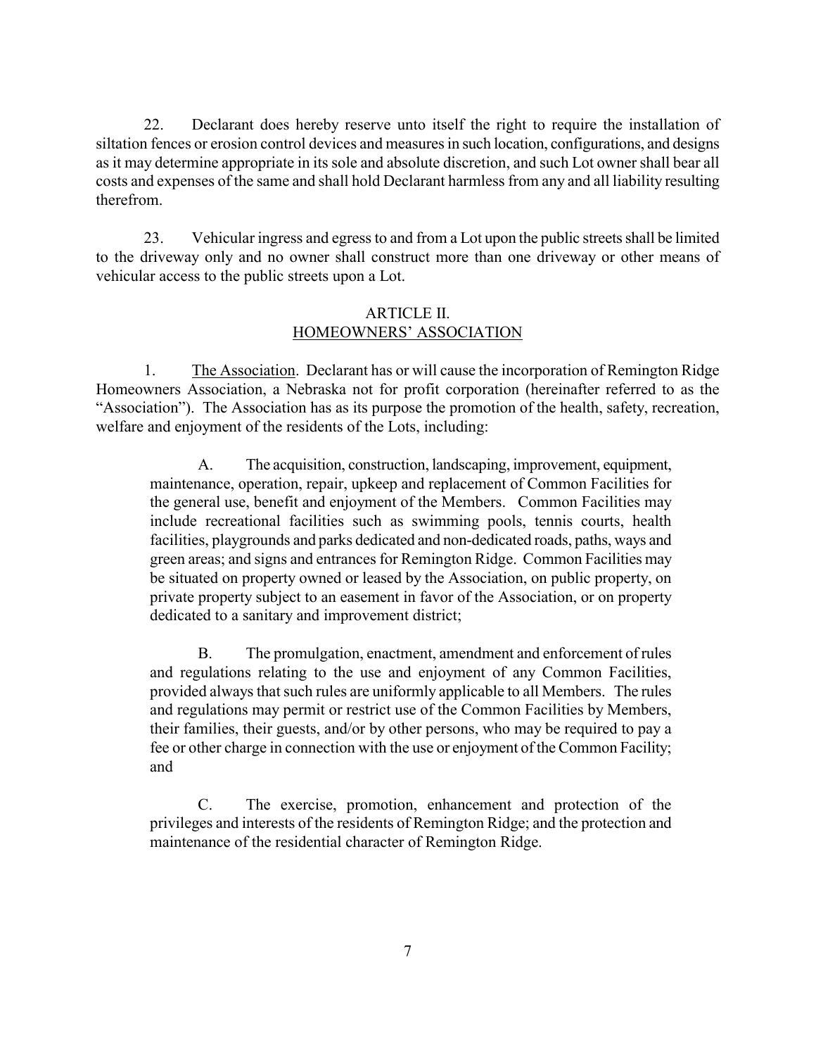22. Declarant does hereby reserve unto itself the right to require the installation of siltation fences or erosion control devices and measures in such location, configurations, and designs as it may determine appropriate in its sole and absolute discretion, and such Lot owner shall bear all costs and expenses of the same and shall hold Declarant harmless from any and all liability resulting therefrom.

23. Vehicular ingress and egress to and from a Lot upon the public streets shall be limited to the driveway only and no owner shall construct more than one driveway or other means of vehicular access to the public streets upon a Lot.

## ARTICLE II.
## HOMEOWNERS' ASSOCIATION

1. The Association. Declarant has or will cause the incorporation of Remington Ridge Homeowners Association, a Nebraska not for profit corporation (hereinafter referred to as the "Association"). The Association has as its purpose the promotion of the health, safety, recreation, welfare and enjoyment of the residents of the Lots, including:

> A. The acquisition, construction, landscaping, improvement, equipment, maintenance, operation, repair, upkeep and replacement of Common Facilities for the general use, benefit and enjoyment of the Members. Common Facilities may include recreational facilities such as swimming pools, tennis courts, health facilities, playgrounds and parks dedicated and non-dedicated roads, paths, ways and green areas; and signs and entrances for Remington Ridge. Common Facilities may be situated on property owned or leased by the Association, on public property, on private property subject to an easement in favor of the Association, or on property dedicated to a sanitary and improvement district;
>
> B. The promulgation, enactment, amendment and enforcement of rules and regulations relating to the use and enjoyment of any Common Facilities, provided always that such rules are uniformly applicable to all Members. The rules and regulations may permit or restrict use of the Common Facilities by Members, their families, their guests, and/or by other persons, who may be required to pay a fee or other charge in connection with the use or enjoyment of the Common Facility; and
>
> C. The exercise, promotion, enhancement and protection of the privileges and interests of the residents of Remington Ridge; and the protection and maintenance of the residential character of Remington Ridge.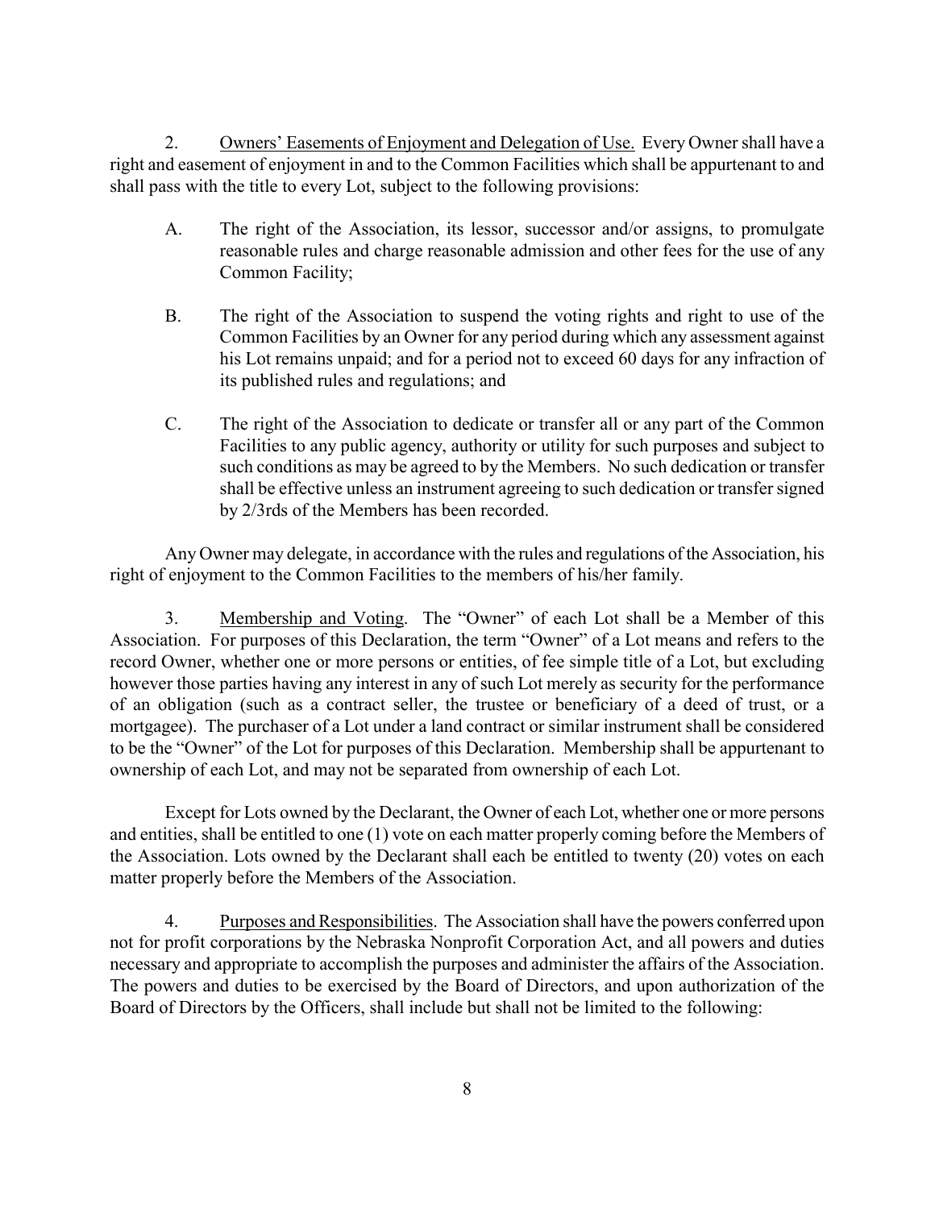2. <u>Owners' Easements of Enjoyment and Delegation of Use.</u> Every Owner shall have a right and easement of enjoyment in and to the Common Facilities which shall be appurtenant to and shall pass with the title to every Lot, subject to the following provisions:

A. The right of the Association, its lessor, successor and/or assigns, to promulgate reasonable rules and charge reasonable admission and other fees for the use of any Common Facility;

B. The right of the Association to suspend the voting rights and right to use of the Common Facilities by an Owner for any period during which any assessment against his Lot remains unpaid; and for a period not to exceed 60 days for any infraction of its published rules and regulations; and

C. The right of the Association to dedicate or transfer all or any part of the Common Facilities to any public agency, authority or utility for such purposes and subject to such conditions as may be agreed to by the Members. No such dedication or transfer shall be effective unless an instrument agreeing to such dedication or transfer signed by 2/3rds of the Members has been recorded.

Any Owner may delegate, in accordance with the rules and regulations of the Association, his right of enjoyment to the Common Facilities to the members of his/her family.

3. <u>Membership and Voting</u>. The "Owner" of each Lot shall be a Member of this Association. For purposes of this Declaration, the term "Owner" of a Lot means and refers to the record Owner, whether one or more persons or entities, of fee simple title of a Lot, but excluding however those parties having any interest in any of such Lot merely as security for the performance of an obligation (such as a contract seller, the trustee or beneficiary of a deed of trust, or a mortgagee). The purchaser of a Lot under a land contract or similar instrument shall be considered to be the "Owner" of the Lot for purposes of this Declaration. Membership shall be appurtenant to ownership of each Lot, and may not be separated from ownership of each Lot.

Except for Lots owned by the Declarant, the Owner of each Lot, whether one or more persons and entities, shall be entitled to one (1) vote on each matter properly coming before the Members of the Association. Lots owned by the Declarant shall each be entitled to twenty (20) votes on each matter properly before the Members of the Association.

4. <u>Purposes and Responsibilities</u>. The Association shall have the powers conferred upon not for profit corporations by the Nebraska Nonprofit Corporation Act, and all powers and duties necessary and appropriate to accomplish the purposes and administer the affairs of the Association. The powers and duties to be exercised by the Board of Directors, and upon authorization of the Board of Directors by the Officers, shall include but shall not be limited to the following: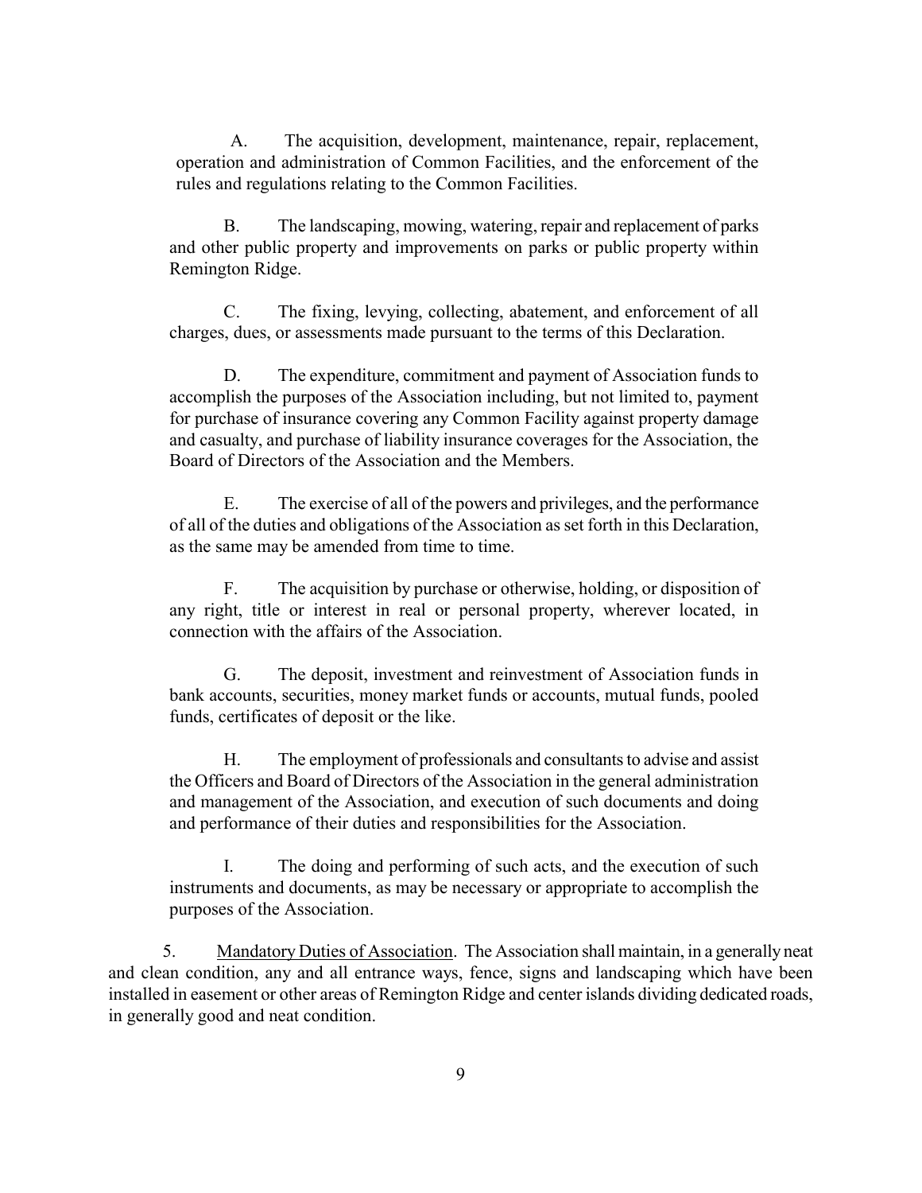A. The acquisition, development, maintenance, repair, replacement, operation and administration of Common Facilities, and the enforcement of the rules and regulations relating to the Common Facilities.

B. The landscaping, mowing, watering, repair and replacement of parks and other public property and improvements on parks or public property within Remington Ridge.

C. The fixing, levying, collecting, abatement, and enforcement of all charges, dues, or assessments made pursuant to the terms of this Declaration.

D. The expenditure, commitment and payment of Association funds to accomplish the purposes of the Association including, but not limited to, payment for purchase of insurance covering any Common Facility against property damage and casualty, and purchase of liability insurance coverages for the Association, the Board of Directors of the Association and the Members.

E. The exercise of all of the powers and privileges, and the performance of all of the duties and obligations of the Association as set forth in this Declaration, as the same may be amended from time to time.

F. The acquisition by purchase or otherwise, holding, or disposition of any right, title or interest in real or personal property, wherever located, in connection with the affairs of the Association.

G. The deposit, investment and reinvestment of Association funds in bank accounts, securities, money market funds or accounts, mutual funds, pooled funds, certificates of deposit or the like.

H. The employment of professionals and consultants to advise and assist the Officers and Board of Directors of the Association in the general administration and management of the Association, and execution of such documents and doing and performance of their duties and responsibilities for the Association.

I. The doing and performing of such acts, and the execution of such instruments and documents, as may be necessary or appropriate to accomplish the purposes of the Association.

5. <u>Mandatory Duties of Association</u>. The Association shall maintain, in a generally neat and clean condition, any and all entrance ways, fence, signs and landscaping which have been installed in easement or other areas of Remington Ridge and center islands dividing dedicated roads, in generally good and neat condition.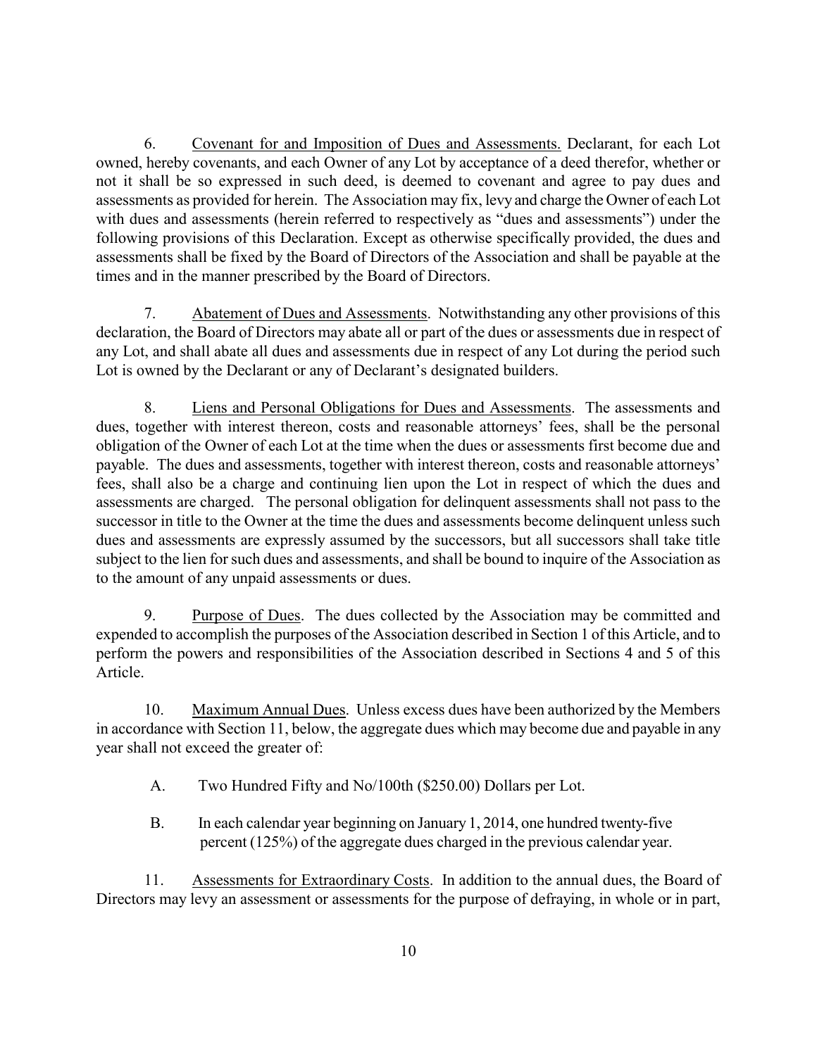6. Covenant for and Imposition of Dues and Assessments. Declarant, for each Lot owned, hereby covenants, and each Owner of any Lot by acceptance of a deed therefor, whether or not it shall be so expressed in such deed, is deemed to covenant and agree to pay dues and assessments as provided for herein. The Association may fix, levy and charge the Owner of each Lot with dues and assessments (herein referred to respectively as "dues and assessments") under the following provisions of this Declaration. Except as otherwise specifically provided, the dues and assessments shall be fixed by the Board of Directors of the Association and shall be payable at the times and in the manner prescribed by the Board of Directors.

7. Abatement of Dues and Assessments. Notwithstanding any other provisions of this declaration, the Board of Directors may abate all or part of the dues or assessments due in respect of any Lot, and shall abate all dues and assessments due in respect of any Lot during the period such Lot is owned by the Declarant or any of Declarant's designated builders.

8. Liens and Personal Obligations for Dues and Assessments. The assessments and dues, together with interest thereon, costs and reasonable attorneys' fees, shall be the personal obligation of the Owner of each Lot at the time when the dues or assessments first become due and payable. The dues and assessments, together with interest thereon, costs and reasonable attorneys' fees, shall also be a charge and continuing lien upon the Lot in respect of which the dues and assessments are charged. The personal obligation for delinquent assessments shall not pass to the successor in title to the Owner at the time the dues and assessments become delinquent unless such dues and assessments are expressly assumed by the successors, but all successors shall take title subject to the lien for such dues and assessments, and shall be bound to inquire of the Association as to the amount of any unpaid assessments or dues.

9. Purpose of Dues. The dues collected by the Association may be committed and expended to accomplish the purposes of the Association described in Section 1 of this Article, and to perform the powers and responsibilities of the Association described in Sections 4 and 5 of this Article.

10. Maximum Annual Dues. Unless excess dues have been authorized by the Members in accordance with Section 11, below, the aggregate dues which may become due and payable in any year shall not exceed the greater of:

A. Two Hundred Fifty and No/100th ($250.00) Dollars per Lot.

B. In each calendar year beginning on January 1, 2014, one hundred twenty-five percent (125%) of the aggregate dues charged in the previous calendar year.

11. Assessments for Extraordinary Costs. In addition to the annual dues, the Board of Directors may levy an assessment or assessments for the purpose of defraying, in whole or in part,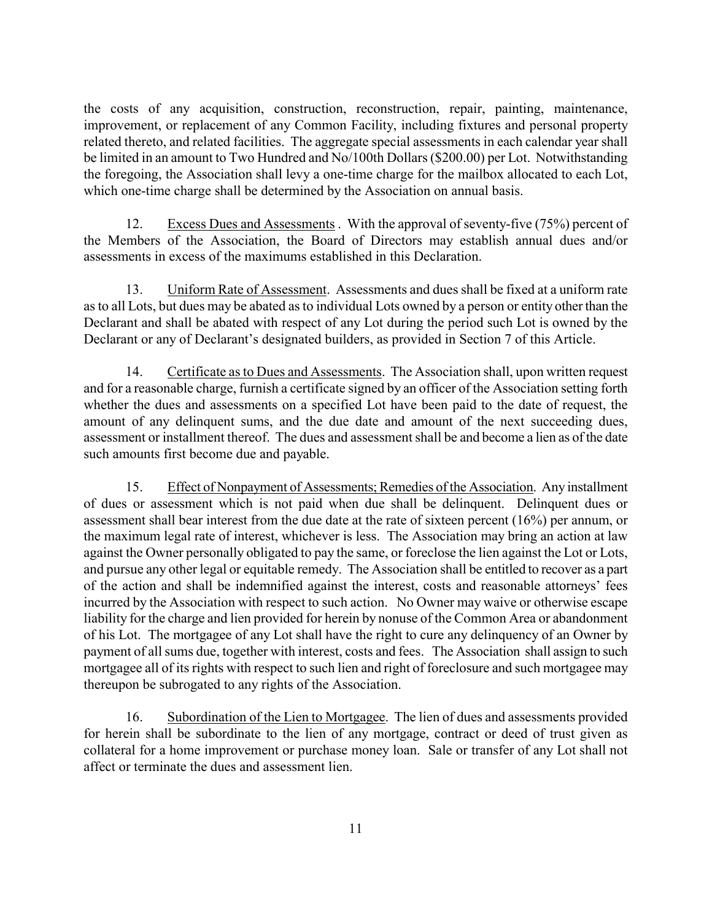the costs of any acquisition, construction, reconstruction, repair, painting, maintenance, improvement, or replacement of any Common Facility, including fixtures and personal property related thereto, and related facilities. The aggregate special assessments in each calendar year shall be limited in an amount to Two Hundred and No/100th Dollars ($200.00) per Lot. Notwithstanding the foregoing, the Association shall levy a one-time charge for the mailbox allocated to each Lot, which one-time charge shall be determined by the Association on annual basis.

12. Excess Dues and Assessments . With the approval of seventy-five (75%) percent of the Members of the Association, the Board of Directors may establish annual dues and/or assessments in excess of the maximums established in this Declaration.

13. Uniform Rate of Assessment. Assessments and dues shall be fixed at a uniform rate as to all Lots, but dues may be abated as to individual Lots owned by a person or entity other than the Declarant and shall be abated with respect of any Lot during the period such Lot is owned by the Declarant or any of Declarant's designated builders, as provided in Section 7 of this Article.

14. Certificate as to Dues and Assessments. The Association shall, upon written request and for a reasonable charge, furnish a certificate signed by an officer of the Association setting forth whether the dues and assessments on a specified Lot have been paid to the date of request, the amount of any delinquent sums, and the due date and amount of the next succeeding dues, assessment or installment thereof. The dues and assessment shall be and become a lien as of the date such amounts first become due and payable.

15. Effect of Nonpayment of Assessments; Remedies of the Association. Any installment of dues or assessment which is not paid when due shall be delinquent. Delinquent dues or assessment shall bear interest from the due date at the rate of sixteen percent (16%) per annum, or the maximum legal rate of interest, whichever is less. The Association may bring an action at law against the Owner personally obligated to pay the same, or foreclose the lien against the Lot or Lots, and pursue any other legal or equitable remedy. The Association shall be entitled to recover as a part of the action and shall be indemnified against the interest, costs and reasonable attorneys' fees incurred by the Association with respect to such action. No Owner may waive or otherwise escape liability for the charge and lien provided for herein by nonuse of the Common Area or abandonment of his Lot. The mortgagee of any Lot shall have the right to cure any delinquency of an Owner by payment of all sums due, together with interest, costs and fees. The Association shall assign to such mortgagee all of its rights with respect to such lien and right of foreclosure and such mortgagee may thereupon be subrogated to any rights of the Association.

16. Subordination of the Lien to Mortgagee. The lien of dues and assessments provided for herein shall be subordinate to the lien of any mortgage, contract or deed of trust given as collateral for a home improvement or purchase money loan. Sale or transfer of any Lot shall not affect or terminate the dues and assessment lien.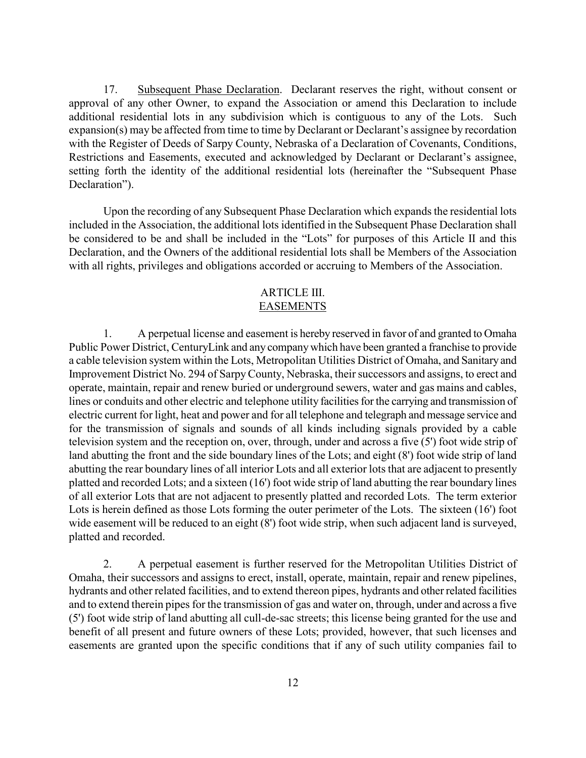17. Subsequent Phase Declaration. Declarant reserves the right, without consent or approval of any other Owner, to expand the Association or amend this Declaration to include additional residential lots in any subdivision which is contiguous to any of the Lots. Such expansion(s) may be affected from time to time by Declarant or Declarant's assignee by recordation with the Register of Deeds of Sarpy County, Nebraska of a Declaration of Covenants, Conditions, Restrictions and Easements, executed and acknowledged by Declarant or Declarant's assignee, setting forth the identity of the additional residential lots (hereinafter the "Subsequent Phase Declaration").

Upon the recording of any Subsequent Phase Declaration which expands the residential lots included in the Association, the additional lots identified in the Subsequent Phase Declaration shall be considered to be and shall be included in the "Lots" for purposes of this Article II and this Declaration, and the Owners of the additional residential lots shall be Members of the Association with all rights, privileges and obligations accorded or accruing to Members of the Association.

## ARTICLE III.
## EASEMENTS

1. A perpetual license and easement is hereby reserved in favor of and granted to Omaha Public Power District, CenturyLink and any company which have been granted a franchise to provide a cable television system within the Lots, Metropolitan Utilities District of Omaha, and Sanitary and Improvement District No. 294 of Sarpy County, Nebraska, their successors and assigns, to erect and operate, maintain, repair and renew buried or underground sewers, water and gas mains and cables, lines or conduits and other electric and telephone utility facilities for the carrying and transmission of electric current for light, heat and power and for all telephone and telegraph and message service and for the transmission of signals and sounds of all kinds including signals provided by a cable television system and the reception on, over, through, under and across a five (5') foot wide strip of land abutting the front and the side boundary lines of the Lots; and eight (8') foot wide strip of land abutting the rear boundary lines of all interior Lots and all exterior lots that are adjacent to presently platted and recorded Lots; and a sixteen (16') foot wide strip of land abutting the rear boundary lines of all exterior Lots that are not adjacent to presently platted and recorded Lots. The term exterior Lots is herein defined as those Lots forming the outer perimeter of the Lots. The sixteen (16') foot wide easement will be reduced to an eight (8') foot wide strip, when such adjacent land is surveyed, platted and recorded.

2. A perpetual easement is further reserved for the Metropolitan Utilities District of Omaha, their successors and assigns to erect, install, operate, maintain, repair and renew pipelines, hydrants and other related facilities, and to extend thereon pipes, hydrants and other related facilities and to extend therein pipes for the transmission of gas and water on, through, under and across a five (5') foot wide strip of land abutting all cull-de-sac streets; this license being granted for the use and benefit of all present and future owners of these Lots; provided, however, that such licenses and easements are granted upon the specific conditions that if any of such utility companies fail to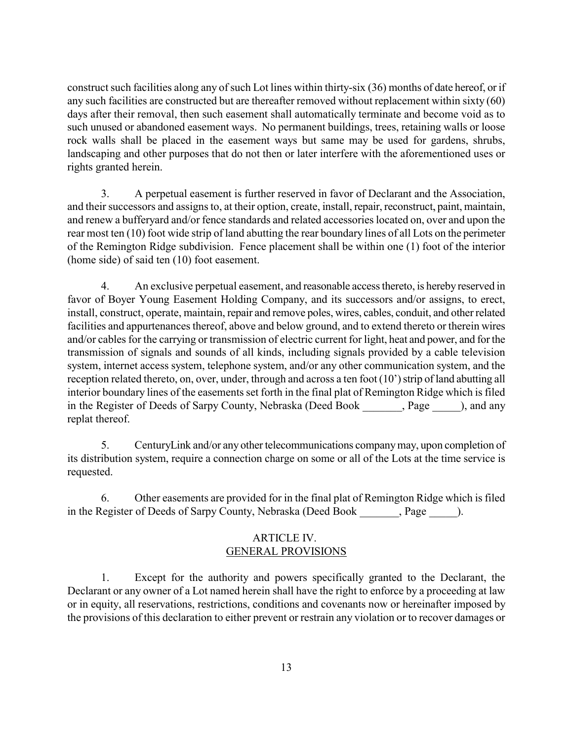construct such facilities along any of such Lot lines within thirty-six (36) months of date hereof, or if any such facilities are constructed but are thereafter removed without replacement within sixty (60) days after their removal, then such easement shall automatically terminate and become void as to such unused or abandoned easement ways. No permanent buildings, trees, retaining walls or loose rock walls shall be placed in the easement ways but same may be used for gardens, shrubs, landscaping and other purposes that do not then or later interfere with the aforementioned uses or rights granted herein.

3. A perpetual easement is further reserved in favor of Declarant and the Association, and their successors and assigns to, at their option, create, install, repair, reconstruct, paint, maintain, and renew a bufferyard and/or fence standards and related accessories located on, over and upon the rear most ten (10) foot wide strip of land abutting the rear boundary lines of all Lots on the perimeter of the Remington Ridge subdivision. Fence placement shall be within one (1) foot of the interior (home side) of said ten (10) foot easement.

4. An exclusive perpetual easement, and reasonable access thereto, is hereby reserved in favor of Boyer Young Easement Holding Company, and its successors and/or assigns, to erect, install, construct, operate, maintain, repair and remove poles, wires, cables, conduit, and other related facilities and appurtenances thereof, above and below ground, and to extend thereto or therein wires and/or cables for the carrying or transmission of electric current for light, heat and power, and for the transmission of signals and sounds of all kinds, including signals provided by a cable television system, internet access system, telephone system, and/or any other communication system, and the reception related thereto, on, over, under, through and across a ten foot (10') strip of land abutting all interior boundary lines of the easements set forth in the final plat of Remington Ridge which is filed in the Register of Deeds of Sarpy County, Nebraska (Deed Book _______, Page _____), and any replat thereof.

5. CenturyLink and/or any other telecommunications company may, upon completion of its distribution system, require a connection charge on some or all of the Lots at the time service is requested.

6. Other easements are provided for in the final plat of Remington Ridge which is filed in the Register of Deeds of Sarpy County, Nebraska (Deed Book _______, Page _____).

## ARTICLE IV.
## GENERAL PROVISIONS

1. Except for the authority and powers specifically granted to the Declarant, the Declarant or any owner of a Lot named herein shall have the right to enforce by a proceeding at law or in equity, all reservations, restrictions, conditions and covenants now or hereinafter imposed by the provisions of this declaration to either prevent or restrain any violation or to recover damages or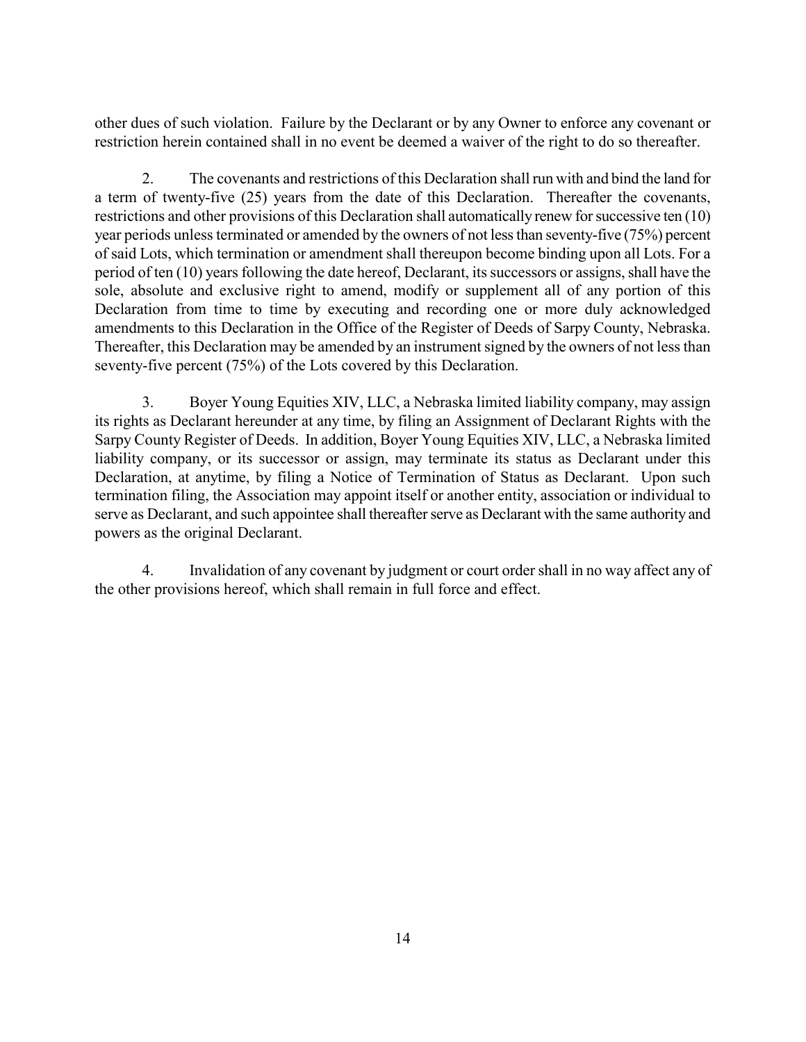other dues of such violation. Failure by the Declarant or by any Owner to enforce any covenant or restriction herein contained shall in no event be deemed a waiver of the right to do so thereafter.

2. The covenants and restrictions of this Declaration shall run with and bind the land for a term of twenty-five (25) years from the date of this Declaration. Thereafter the covenants, restrictions and other provisions of this Declaration shall automatically renew for successive ten (10) year periods unless terminated or amended by the owners of not less than seventy-five (75%) percent of said Lots, which termination or amendment shall thereupon become binding upon all Lots. For a period of ten (10) years following the date hereof, Declarant, its successors or assigns, shall have the sole, absolute and exclusive right to amend, modify or supplement all of any portion of this Declaration from time to time by executing and recording one or more duly acknowledged amendments to this Declaration in the Office of the Register of Deeds of Sarpy County, Nebraska. Thereafter, this Declaration may be amended by an instrument signed by the owners of not less than seventy-five percent (75%) of the Lots covered by this Declaration.

3. Boyer Young Equities XIV, LLC, a Nebraska limited liability company, may assign its rights as Declarant hereunder at any time, by filing an Assignment of Declarant Rights with the Sarpy County Register of Deeds. In addition, Boyer Young Equities XIV, LLC, a Nebraska limited liability company, or its successor or assign, may terminate its status as Declarant under this Declaration, at anytime, by filing a Notice of Termination of Status as Declarant. Upon such termination filing, the Association may appoint itself or another entity, association or individual to serve as Declarant, and such appointee shall thereafter serve as Declarant with the same authority and powers as the original Declarant.

4. Invalidation of any covenant by judgment or court order shall in no way affect any of the other provisions hereof, which shall remain in full force and effect.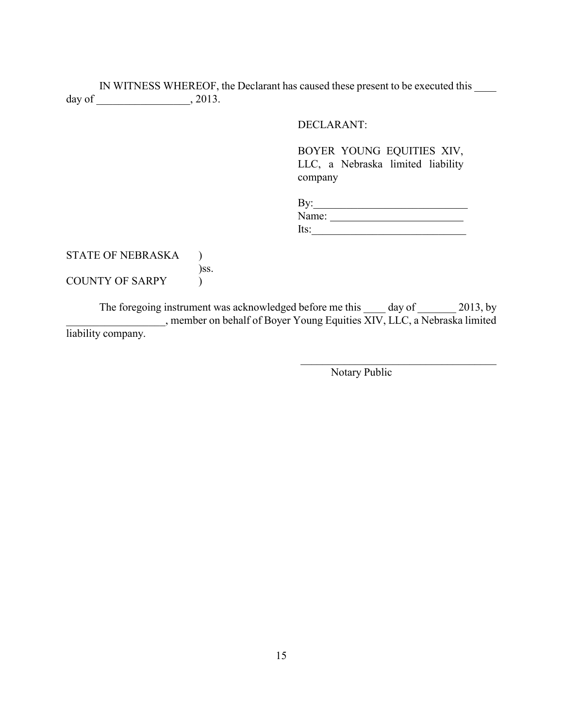IN WITNESS WHEREOF, the Declarant has caused these present to be executed this ____ day of _________________, 2013.

DECLARANT:

BOYER YOUNG EQUITIES XIV, LLC, a Nebraska limited liability company

By:____________________________
Name: ________________________
Its:____________________________

STATE OF NEBRASKA )
)ss.
COUNTY OF SARPY )

The foregoing instrument was acknowledged before me this ____ day of _______ 2013, by _________________, member on behalf of Boyer Young Equities XIV, LLC, a Nebraska limited liability company.

_____________________________________
Notary Public